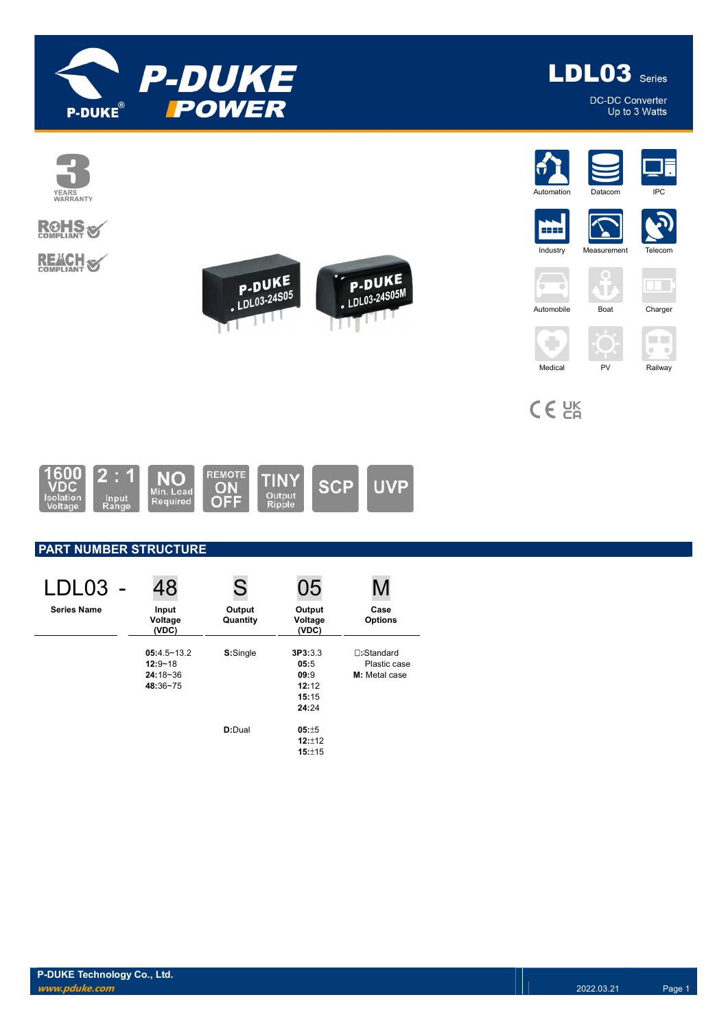# LDL03 Series

DC-DC Converter
Up to 3 Watts

3 YEARS WARRANTY

RoHS COMPLIANT

REACH COMPLIANT

Automation | Datacom | IPC | Industry | Measurement | Telecom | Automobile | Boat | Charger | Medical | PV | Railway

CE UKCA

1600 VDC Isolation Voltage | 2 : 1 Input Range | NO Min. Load Required | REMOTE ON OFF | TINY Output Ripple | SCP | UVP

## PART NUMBER STRUCTURE

| LDL03 - | 48 | S | 05 | M |
|---|---|---|---|---|
| **Series Name** | **Input Voltage (VDC)** | **Output Quantity** | **Output Voltage (VDC)** | **Case Options** |
| | **05:**4.5~13.2<br>**12:**9~18<br>**24:**18~36<br>**48:**36~75 | **S:**Single | **3P3:**3.3<br>**05:**5<br>**09:**9<br>**12:**12<br>**15:**15<br>**24:**24 | □:Standard Plastic case<br>**M:** Metal case |
| | | **D:**Dual | **05:**±5<br>**12:**±12<br>**15:**±15 | |

**P-DUKE Technology Co., Ltd.**
*www.pduke.com*
2022.03.21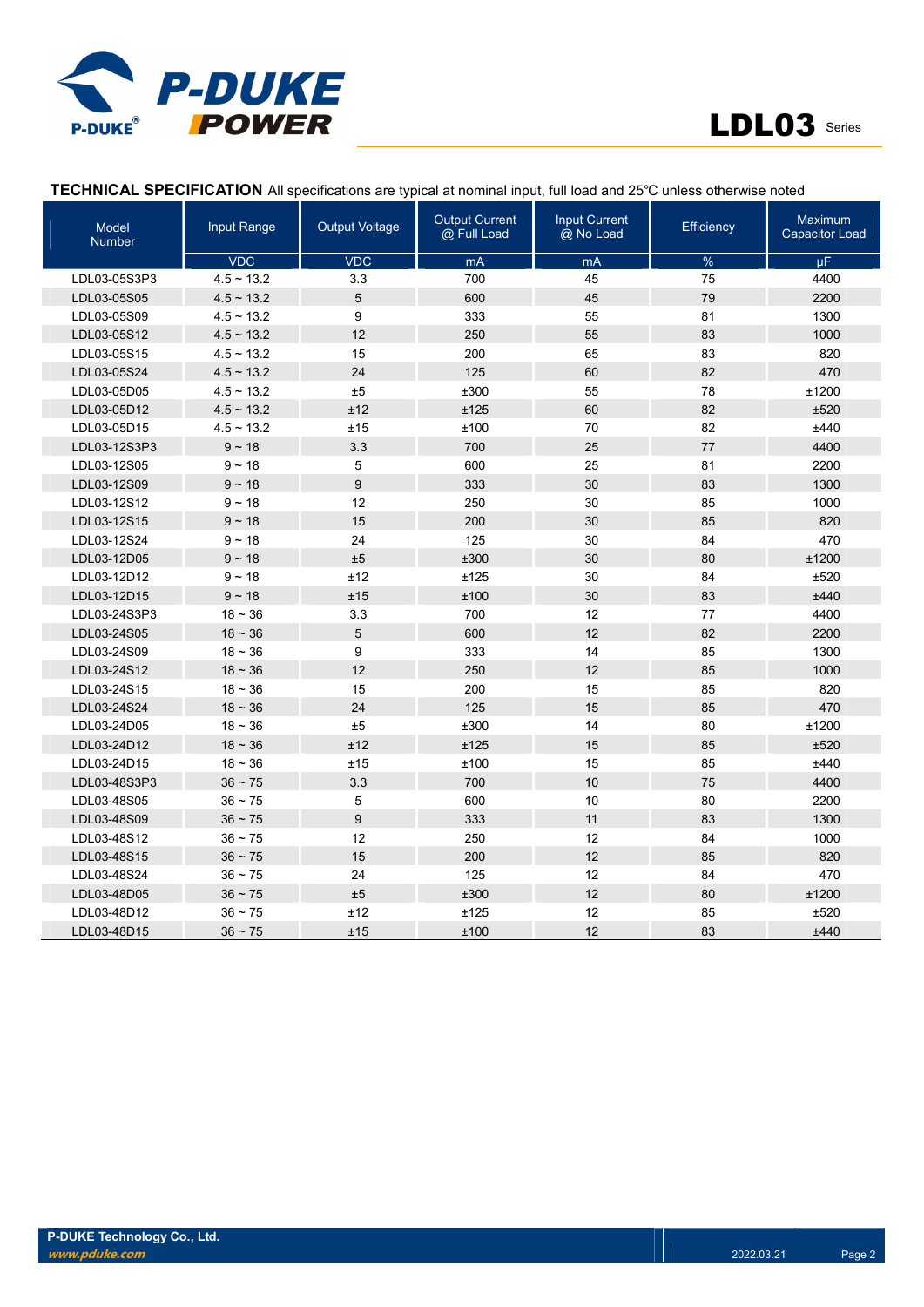**TECHNICAL SPECIFICATION** All specifications are typical at nominal input, full load and 25℃ unless otherwise noted

| Model Number | Input Range | Output Voltage | Output Current @ Full Load | Input Current @ No Load | Efficiency | Maximum Capacitor Load |
|---|---|---|---|---|---|---|
| | VDC | VDC | mA | mA | % | μF |
| LDL03-05S3P3 | 4.5 ~ 13.2 | 3.3 | 700 | 45 | 75 | 4400 |
| LDL03-05S05 | 4.5 ~ 13.2 | 5 | 600 | 45 | 79 | 2200 |
| LDL03-05S09 | 4.5 ~ 13.2 | 9 | 333 | 55 | 81 | 1300 |
| LDL03-05S12 | 4.5 ~ 13.2 | 12 | 250 | 55 | 83 | 1000 |
| LDL03-05S15 | 4.5 ~ 13.2 | 15 | 200 | 65 | 83 | 820 |
| LDL03-05S24 | 4.5 ~ 13.2 | 24 | 125 | 60 | 82 | 470 |
| LDL03-05D05 | 4.5 ~ 13.2 | ±5 | ±300 | 55 | 78 | ±1200 |
| LDL03-05D12 | 4.5 ~ 13.2 | ±12 | ±125 | 60 | 82 | ±520 |
| LDL03-05D15 | 4.5 ~ 13.2 | ±15 | ±100 | 70 | 82 | ±440 |
| LDL03-12S3P3 | 9 ~ 18 | 3.3 | 700 | 25 | 77 | 4400 |
| LDL03-12S05 | 9 ~ 18 | 5 | 600 | 25 | 81 | 2200 |
| LDL03-12S09 | 9 ~ 18 | 9 | 333 | 30 | 83 | 1300 |
| LDL03-12S12 | 9 ~ 18 | 12 | 250 | 30 | 85 | 1000 |
| LDL03-12S15 | 9 ~ 18 | 15 | 200 | 30 | 85 | 820 |
| LDL03-12S24 | 9 ~ 18 | 24 | 125 | 30 | 84 | 470 |
| LDL03-12D05 | 9 ~ 18 | ±5 | ±300 | 30 | 80 | ±1200 |
| LDL03-12D12 | 9 ~ 18 | ±12 | ±125 | 30 | 84 | ±520 |
| LDL03-12D15 | 9 ~ 18 | ±15 | ±100 | 30 | 83 | ±440 |
| LDL03-24S3P3 | 18 ~ 36 | 3.3 | 700 | 12 | 77 | 4400 |
| LDL03-24S05 | 18 ~ 36 | 5 | 600 | 12 | 82 | 2200 |
| LDL03-24S09 | 18 ~ 36 | 9 | 333 | 14 | 85 | 1300 |
| LDL03-24S12 | 18 ~ 36 | 12 | 250 | 12 | 85 | 1000 |
| LDL03-24S15 | 18 ~ 36 | 15 | 200 | 15 | 85 | 820 |
| LDL03-24S24 | 18 ~ 36 | 24 | 125 | 15 | 85 | 470 |
| LDL03-24D05 | 18 ~ 36 | ±5 | ±300 | 14 | 80 | ±1200 |
| LDL03-24D12 | 18 ~ 36 | ±12 | ±125 | 15 | 85 | ±520 |
| LDL03-24D15 | 18 ~ 36 | ±15 | ±100 | 15 | 85 | ±440 |
| LDL03-48S3P3 | 36 ~ 75 | 3.3 | 700 | 10 | 75 | 4400 |
| LDL03-48S05 | 36 ~ 75 | 5 | 600 | 10 | 80 | 2200 |
| LDL03-48S09 | 36 ~ 75 | 9 | 333 | 11 | 83 | 1300 |
| LDL03-48S12 | 36 ~ 75 | 12 | 250 | 12 | 84 | 1000 |
| LDL03-48S15 | 36 ~ 75 | 15 | 200 | 12 | 85 | 820 |
| LDL03-48S24 | 36 ~ 75 | 24 | 125 | 12 | 84 | 470 |
| LDL03-48D05 | 36 ~ 75 | ±5 | ±300 | 12 | 80 | ±1200 |
| LDL03-48D12 | 36 ~ 75 | ±12 | ±125 | 12 | 85 | ±520 |
| LDL03-48D15 | 36 ~ 75 | ±15 | ±100 | 12 | 83 | ±440 |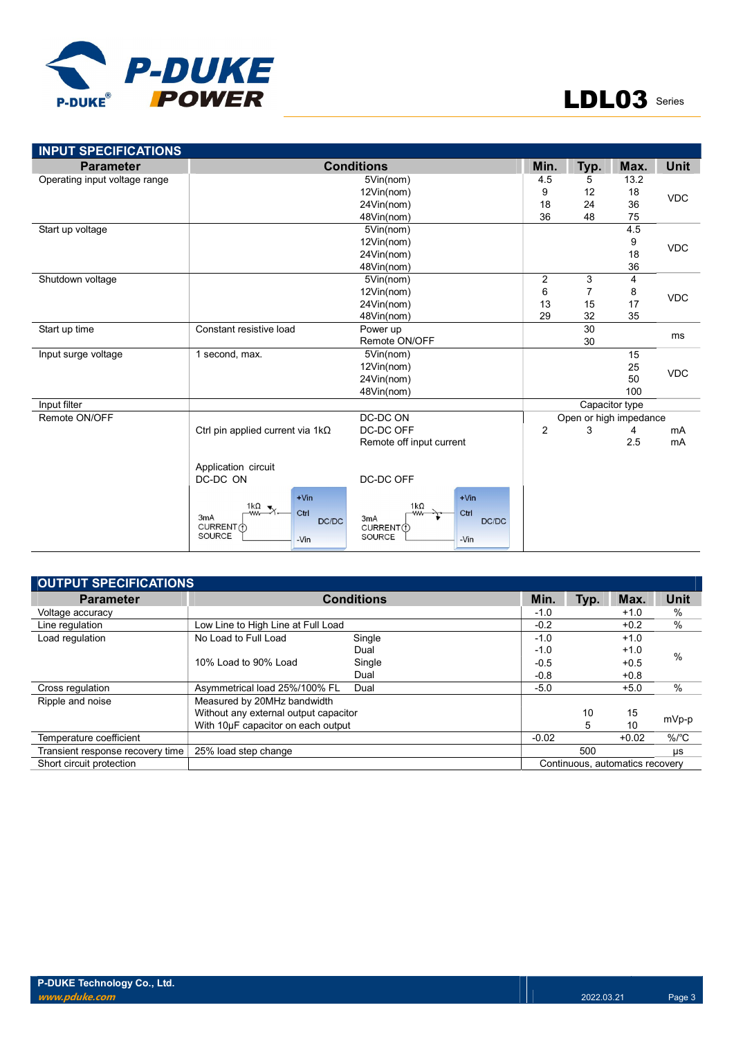## INPUT SPECIFICATIONS

| Parameter | Conditions | | Min. | Typ. | Max. | Unit |
|---|---|---|---|---|---|---|
| Operating input voltage range | | 5Vin(nom) | 4.5 | 5 | 13.2 | VDC |
| | | 12Vin(nom) | 9 | 12 | 18 | |
| | | 24Vin(nom) | 18 | 24 | 36 | |
| | | 48Vin(nom) | 36 | 48 | 75 | |
| Start up voltage | | 5Vin(nom) | | | 4.5 | VDC |
| | | 12Vin(nom) | | | 9 | |
| | | 24Vin(nom) | | | 18 | |
| | | 48Vin(nom) | | | 36 | |
| Shutdown voltage | | 5Vin(nom) | 2 | 3 | 4 | VDC |
| | | 12Vin(nom) | 6 | 7 | 8 | |
| | | 24Vin(nom) | 13 | 15 | 17 | |
| | | 48Vin(nom) | 29 | 32 | 35 | |
| Start up time | Constant resistive load | Power up | | 30 | | ms |
| | | Remote ON/OFF | | 30 | | |
| Input surge voltage | 1 second, max. | 5Vin(nom) | | | 15 | VDC |
| | | 12Vin(nom) | | | 25 | |
| | | 24Vin(nom) | | | 50 | |
| | | 48Vin(nom) | | | 100 | |
| Input filter | | | Capacitor type | | | |
| Remote ON/OFF | | DC-DC ON | Open or high impedance | | | |
| | Ctrl pin applied current via 1kΩ | DC-DC OFF | 2 | 3 | 4 | mA |
| | | Remote off input current | | | 2.5 | mA |
| | Application circuit DC-DC ON | DC-DC OFF | | | | |

Application circuit:

DC-DC ON: 3mA CURRENT SOURCE — 1kΩ — Ctrl; +Vin, -Vin; DC/DC

DC-DC OFF: 3mA CURRENT SOURCE — 1kΩ — Ctrl; +Vin, -Vin; DC/DC

## OUTPUT SPECIFICATIONS

| Parameter | Conditions | | Min. | Typ. | Max. | Unit |
|---|---|---|---|---|---|---|
| Voltage accuracy | | | -1.0 | | +1.0 | % |
| Line regulation | Low Line to High Line at Full Load | | -0.2 | | +0.2 | % |
| Load regulation | No Load to Full Load | Single | -1.0 | | +1.0 | % |
| | | Dual | -1.0 | | +1.0 | |
| | 10% Load to 90% Load | Single | -0.5 | | +0.5 | |
| | | Dual | -0.8 | | +0.8 | |
| Cross regulation | Asymmetrical load 25%/100% FL | Dual | -5.0 | | +5.0 | % |
| Ripple and noise | Measured by 20MHz bandwidth | | | | | mVp-p |
| | Without any external output capacitor | | | 10 | 15 | |
| | With 10µF capacitor on each output | | | 5 | 10 | |
| Temperature coefficient | | | -0.02 | | +0.02 | %/°C |
| Transient response recovery time | 25% load step change | | | 500 | | µs |
| Short circuit protection | | | Continuous, automatics recovery | | | |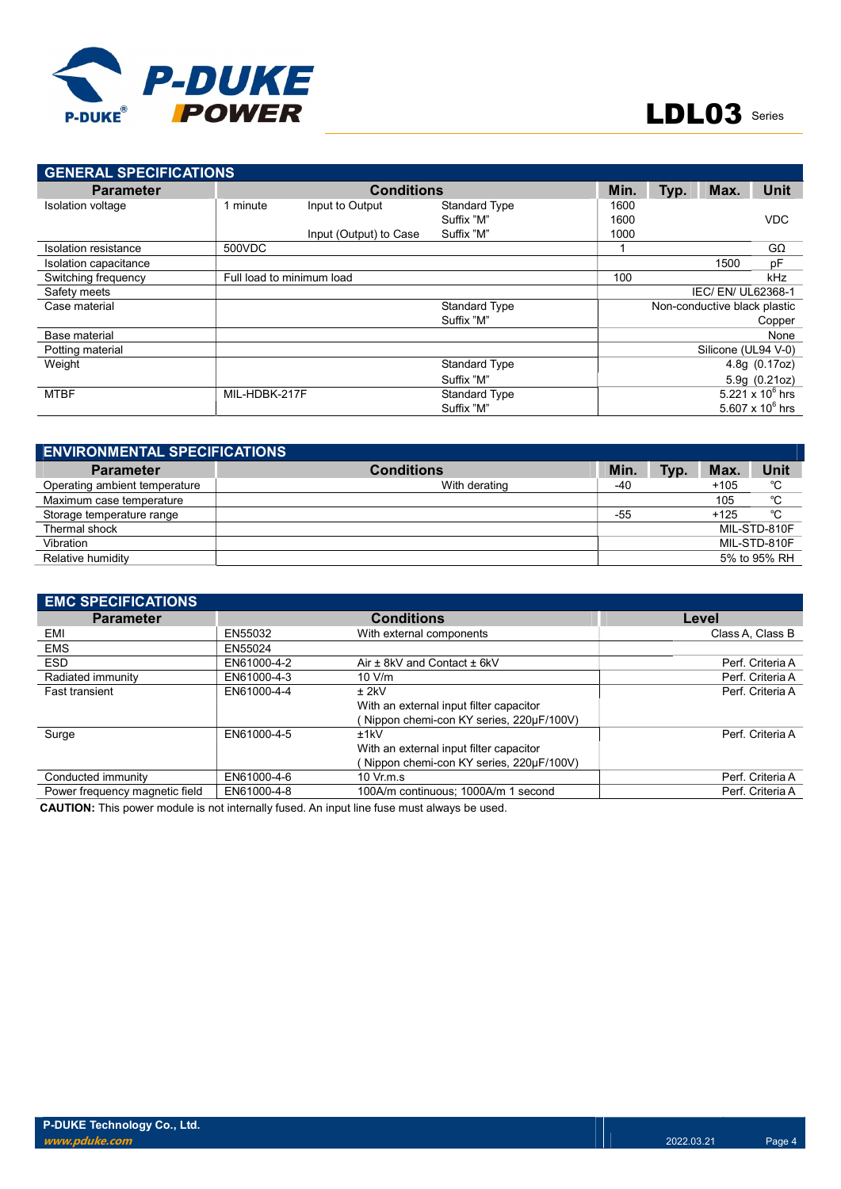## GENERAL SPECIFICATIONS

| Parameter | Conditions | | | Min. | Typ. | Max. | Unit |
|---|---|---|---|---|---|---|---|
| Isolation voltage | 1 minute | Input to Output | Standard Type | 1600 | | | VDC |
| | | | Suffix "M" | 1600 | | | |
| | | Input (Output) to Case | Suffix "M" | 1000 | | | |
| Isolation resistance | 500VDC | | | 1 | | | GΩ |
| Isolation capacitance | | | | | | 1500 | pF |
| Switching frequency | Full load to minimum load | | | 100 | | | kHz |
| Safety meets | | | | IEC/ EN/ UL62368-1 | | | |
| Case material | | | Standard Type | Non-conductive black plastic | | | |
| | | | Suffix "M" | Copper | | | |
| Base material | | | | None | | | |
| Potting material | | | | Silicone (UL94 V-0) | | | |
| Weight | | | Standard Type | 4.8g (0.17oz) | | | |
| | | | Suffix "M" | 5.9g (0.21oz) | | | |
| MTBF | MIL-HDBK-217F | | Standard Type | $5.221 \times 10^6$ hrs | | | |
| | | | Suffix "M" | $5.607 \times 10^6$ hrs | | | |

## ENVIRONMENTAL SPECIFICATIONS

| Parameter | Conditions | Min. | Typ. | Max. | Unit |
|---|---|---|---|---|---|
| Operating ambient temperature | With derating | -40 | | +105 | ℃ |
| Maximum case temperature | | | | 105 | ℃ |
| Storage temperature range | | -55 | | +125 | ℃ |
| Thermal shock | | MIL-STD-810F | | | |
| Vibration | | MIL-STD-810F | | | |
| Relative humidity | | 5% to 95% RH | | | |

## EMC SPECIFICATIONS

| Parameter | Conditions | | Level |
|---|---|---|---|
| EMI | EN55032 | With external components | Class A, Class B |
| EMS | EN55024 | | |
| ESD | EN61000-4-2 | Air ± 8kV and Contact ± 6kV | Perf. Criteria A |
| Radiated immunity | EN61000-4-3 | 10 V/m | Perf. Criteria A |
| Fast transient | EN61000-4-4 | ± 2kV<br>With an external input filter capacitor<br>( Nippon chemi-con KY series, 220μF/100V) | Perf. Criteria A |
| Surge | EN61000-4-5 | ±1kV<br>With an external input filter capacitor<br>( Nippon chemi-con KY series, 220μF/100V) | Perf. Criteria A |
| Conducted immunity | EN61000-4-6 | 10 Vr.m.s | Perf. Criteria A |
| Power frequency magnetic field | EN61000-4-8 | 100A/m continuous; 1000A/m 1 second | Perf. Criteria A |

**CAUTION:** This power module is not internally fused. An input line fuse must always be used.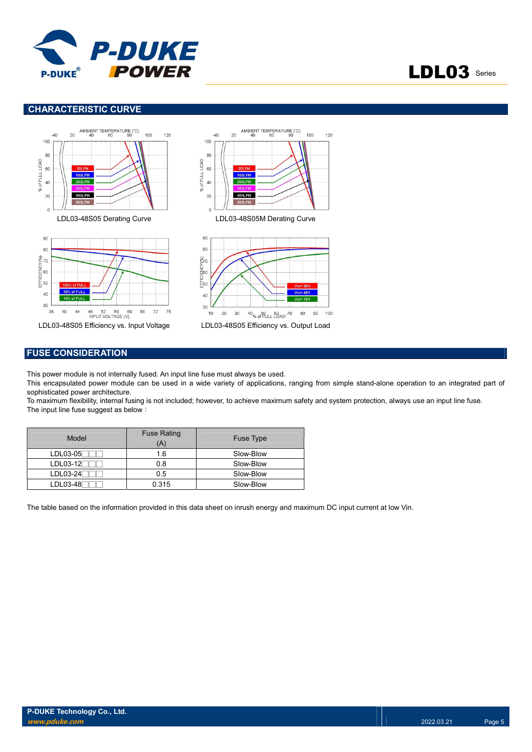## CHARACTERISTIC CURVE

LDL03-48S05 Derating Curve

LDL03-48S05M Derating Curve

LDL03-48S05 Efficiency vs. Input Voltage

LDL03-48S05 Efficiency vs. Output Load

## FUSE CONSIDERATION

This power module is not internally fused. An input line fuse must always be used.

This encapsulated power module can be used in a wide variety of applications, ranging from simple stand-alone operation to an integrated part of sophisticated power architecture.

To maximum flexibility, internal fusing is not included; however, to achieve maximum safety and system protection, always use an input line fuse.

The input line fuse suggest as below：

| Model | Fuse Rating (A) | Fuse Type |
|---|---|---|
| LDL03-05□□□ | 1.6 | Slow-Blow |
| LDL03-12□□□ | 0.8 | Slow-Blow |
| LDL03-24□□□ | 0.5 | Slow-Blow |
| LDL03-48□□□ | 0.315 | Slow-Blow |

The table based on the information provided in this data sheet on inrush energy and maximum DC input current at low Vin.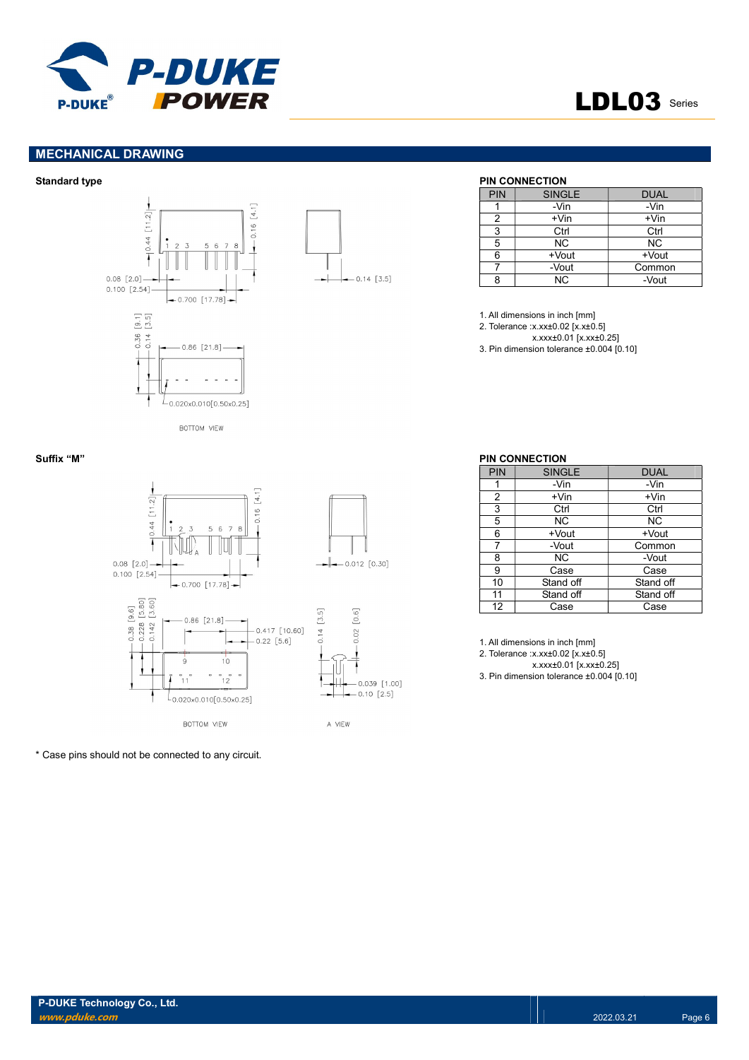## MECHANICAL DRAWING

**Standard type**

### PIN CONNECTION

| PIN | SINGLE | DUAL |
|---|---|---|
| 1 | -Vin | -Vin |
| 2 | +Vin | +Vin |
| 3 | Ctrl | Ctrl |
| 5 | NC | NC |
| 6 | +Vout | +Vout |
| 7 | -Vout | Common |
| 8 | NC | -Vout |

1. All dimensions in inch [mm]
2. Tolerance :x.xx±0.02 [x.x±0.5]
   x.xxx±0.01 [x.xx±0.25]
3. Pin dimension tolerance ±0.004 [0.10]

**Suffix "M"**

### PIN CONNECTION

| PIN | SINGLE | DUAL |
|---|---|---|
| 1 | -Vin | -Vin |
| 2 | +Vin | +Vin |
| 3 | Ctrl | Ctrl |
| 5 | NC | NC |
| 6 | +Vout | +Vout |
| 7 | -Vout | Common |
| 8 | NC | -Vout |
| 9 | Case | Case |
| 10 | Stand off | Stand off |
| 11 | Stand off | Stand off |
| 12 | Case | Case |

1. All dimensions in inch [mm]
2. Tolerance :x.xx±0.02 [x.x±0.5]
   x.xxx±0.01 [x.xx±0.25]
3. Pin dimension tolerance ±0.004 [0.10]

* Case pins should not be connected to any circuit.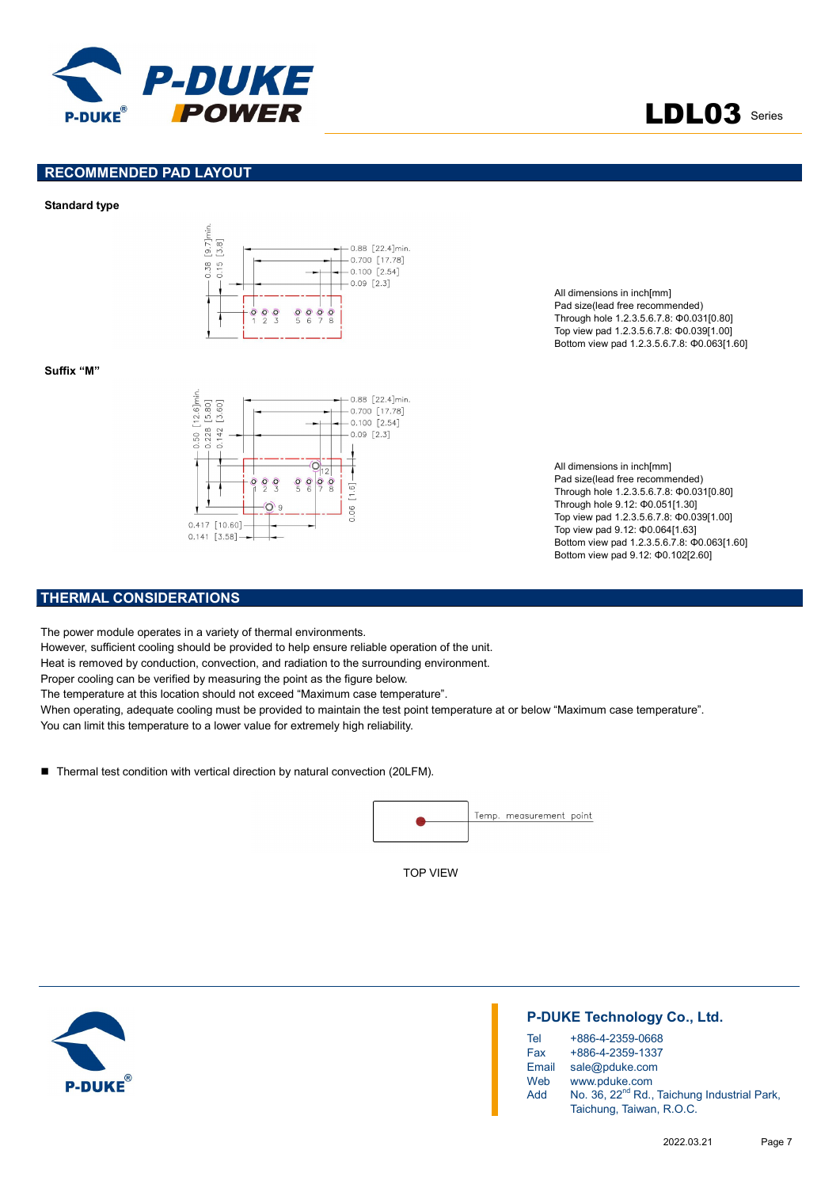## RECOMMENDED PAD LAYOUT

**Standard type**

0.38 [9.7]min.
0.15 [3.8]
0.88 [22.4]min.
0.700 [17.78]
0.100 [2.54]
0.09 [2.3]
1 2 3 5 6 7 8

All dimensions in inch[mm]
Pad size(lead free recommended)
Through hole 1.2.3.5.6.7.8: Φ0.031[0.80]
Top view pad 1.2.3.5.6.7.8: Φ0.039[1.00]
Bottom view pad 1.2.3.5.6.7.8: Φ0.063[1.60]

**Suffix "M"**

0.50 [12.6]min.
0.228 [5.80]
0.142 [3.60]
0.88 [22.4]min.
0.700 [17.78]
0.100 [2.54]
0.09 [2.3]
12
1 2 3 5 6 7 8
9
0.06 [1.6]
0.417 [10.60]
0.141 [3.58]

All dimensions in inch[mm]
Pad size(lead free recommended)
Through hole 1.2.3.5.6.7.8: Φ0.031[0.80]
Through hole 9.12: Φ0.051[1.30]
Top view pad 1.2.3.5.6.7.8: Φ0.039[1.00]
Top view pad 9.12: Φ0.064[1.63]
Bottom view pad 1.2.3.5.6.7.8: Φ0.063[1.60]
Bottom view pad 9.12: Φ0.102[2.60]

## THERMAL CONSIDERATIONS

The power module operates in a variety of thermal environments.
However, sufficient cooling should be provided to help ensure reliable operation of the unit.
Heat is removed by conduction, convection, and radiation to the surrounding environment.
Proper cooling can be verified by measuring the point as the figure below.
The temperature at this location should not exceed "Maximum case temperature".
When operating, adequate cooling must be provided to maintain the test point temperature at or below "Maximum case temperature".
You can limit this temperature to a lower value for extremely high reliability.

- Thermal test condition with vertical direction by natural convection (20LFM).

Temp. measurement point

TOP VIEW

**P-DUKE Technology Co., Ltd.**

Tel +886-4-2359-0668
Fax +886-4-2359-1337
Email sale@pduke.com
Web www.pduke.com
Add No. 36, 22nd Rd., Taichung Industrial Park, Taichung, Taiwan, R.O.C.

2022.03.21